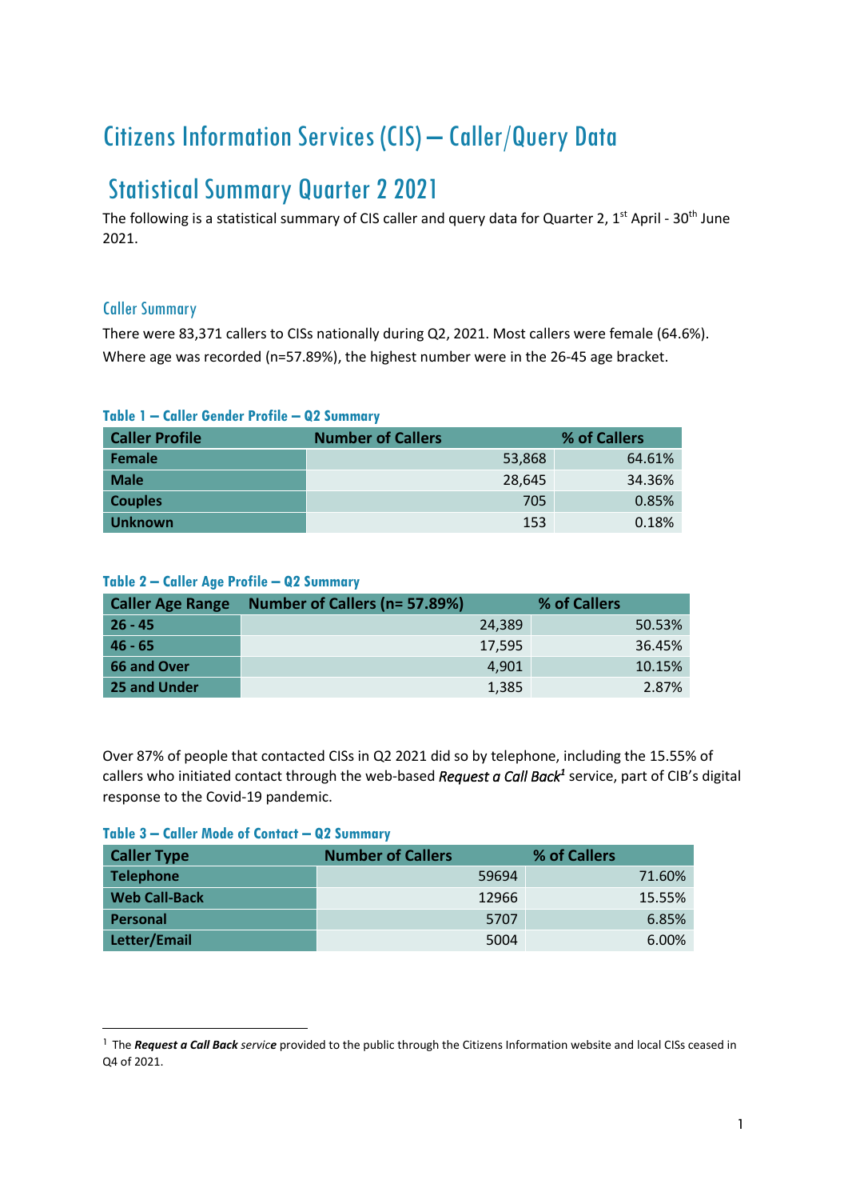# Citizens Information Services (CIS) – Caller/Query Data

## Statistical Summary Quarter 2 2021

The following is a statistical summary of CIS caller and query data for Quarter 2, 1st April - 30th June 2021.

### Caller Summary

There were 83,371 callers to CISs nationally during Q2, 2021. Most callers were female (64.6%). Where age was recorded (n=57.89%), the highest number were in the 26-45 age bracket.

**Table 1 – Caller Gender Profile – Q2 Summary**

| Caller Profile | Number of Callers | % of Callers |
|---|---|---|
| Female | 53,868 | 64.61% |
| Male | 28,645 | 34.36% |
| Couples | 705 | 0.85% |
| Unknown | 153 | 0.18% |

**Table 2 – Caller Age Profile – Q2 Summary**

| Caller Age Range | Number of Callers (n= 57.89%) | % of Callers |
|---|---|---|
| 26 - 45 | 24,389 | 50.53% |
| 46 - 65 | 17,595 | 36.45% |
| 66 and Over | 4,901 | 10.15% |
| 25 and Under | 1,385 | 2.87% |

Over 87% of people that contacted CISs in Q2 2021 did so by telephone, including the 15.55% of callers who initiated contact through the web-based *Request a Call Back*[1] service, part of CIB's digital response to the Covid-19 pandemic.

**Table 3 – Caller Mode of Contact – Q2 Summary**

| Caller Type | Number of Callers | % of Callers |
|---|---|---|
| Telephone | 59694 | 71.60% |
| Web Call-Back | 12966 | 15.55% |
| Personal | 5707 | 6.85% |
| Letter/Email | 5004 | 6.00% |

---

[1] The ***Request a Call Back** service* provided to the public through the Citizens Information website and local CISs ceased in Q4 of 2021.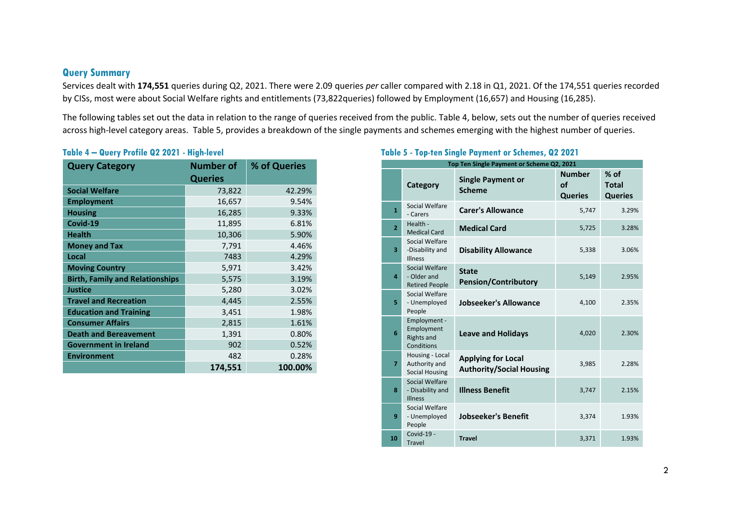## Query Summary

Services dealt with **174,551** queries during Q2, 2021. There were 2.09 queries *per* caller compared with 2.18 in Q1, 2021. Of the 174,551 queries recorded by CISs, most were about Social Welfare rights and entitlements (73,822queries) followed by Employment (16,657) and Housing (16,285).

The following tables set out the data in relation to the range of queries received from the public. Table 4, below, sets out the number of queries received across high-level category areas. Table 5, provides a breakdown of the single payments and schemes emerging with the highest number of queries.

### Table 4 – Query Profile Q2 2021 - High-level

| Query Category | Number of Queries | % of Queries |
|---|---|---|
| **Social Welfare** | 73,822 | 42.29% |
| **Employment** | 16,657 | 9.54% |
| **Housing** | 16,285 | 9.33% |
| **Covid-19** | 11,895 | 6.81% |
| **Health** | 10,306 | 5.90% |
| **Money and Tax** | 7,791 | 4.46% |
| **Local** | 7483 | 4.29% |
| **Moving Country** | 5,971 | 3.42% |
| **Birth, Family and Relationships** | 5,575 | 3.19% |
| **Justice** | 5,280 | 3.02% |
| **Travel and Recreation** | 4,445 | 2.55% |
| **Education and Training** | 3,451 | 1.98% |
| **Consumer Affairs** | 2,815 | 1.61% |
| **Death and Bereavement** | 1,391 | 0.80% |
| **Government in Ireland** | 902 | 0.52% |
| **Environment** | 482 | 0.28% |
| | **174,551** | **100.00%** |

### Table 5 - Top-ten Single Payment or Schemes, Q2 2021

| Top Ten Single Payment or Scheme Q2, 2021 | | | | |
|---|---|---|---|---|
| | **Category** | **Single Payment or Scheme** | **Number of Queries** | **% of Total Queries** |
| **1** | Social Welfare - Carers | **Carer's Allowance** | 5,747 | 3.29% |
| **2** | Health - Medical Card | **Medical Card** | 5,725 | 3.28% |
| **3** | Social Welfare -Disability and Illness | **Disability Allowance** | 5,338 | 3.06% |
| **4** | Social Welfare - Older and Retired People | **State Pension/Contributory** | 5,149 | 2.95% |
| **5** | Social Welfare - Unemployed People | **Jobseeker's Allowance** | 4,100 | 2.35% |
| **6** | Employment - Employment Rights and Conditions | **Leave and Holidays** | 4,020 | 2.30% |
| **7** | Housing - Local Authority and Social Housing | **Applying for Local Authority/Social Housing** | 3,985 | 2.28% |
| **8** | Social Welfare - Disability and Illness | **Illness Benefit** | 3,747 | 2.15% |
| **9** | Social Welfare - Unemployed People | **Jobseeker's Benefit** | 3,374 | 1.93% |
| **10** | Covid-19 - Travel | **Travel** | 3,371 | 1.93% |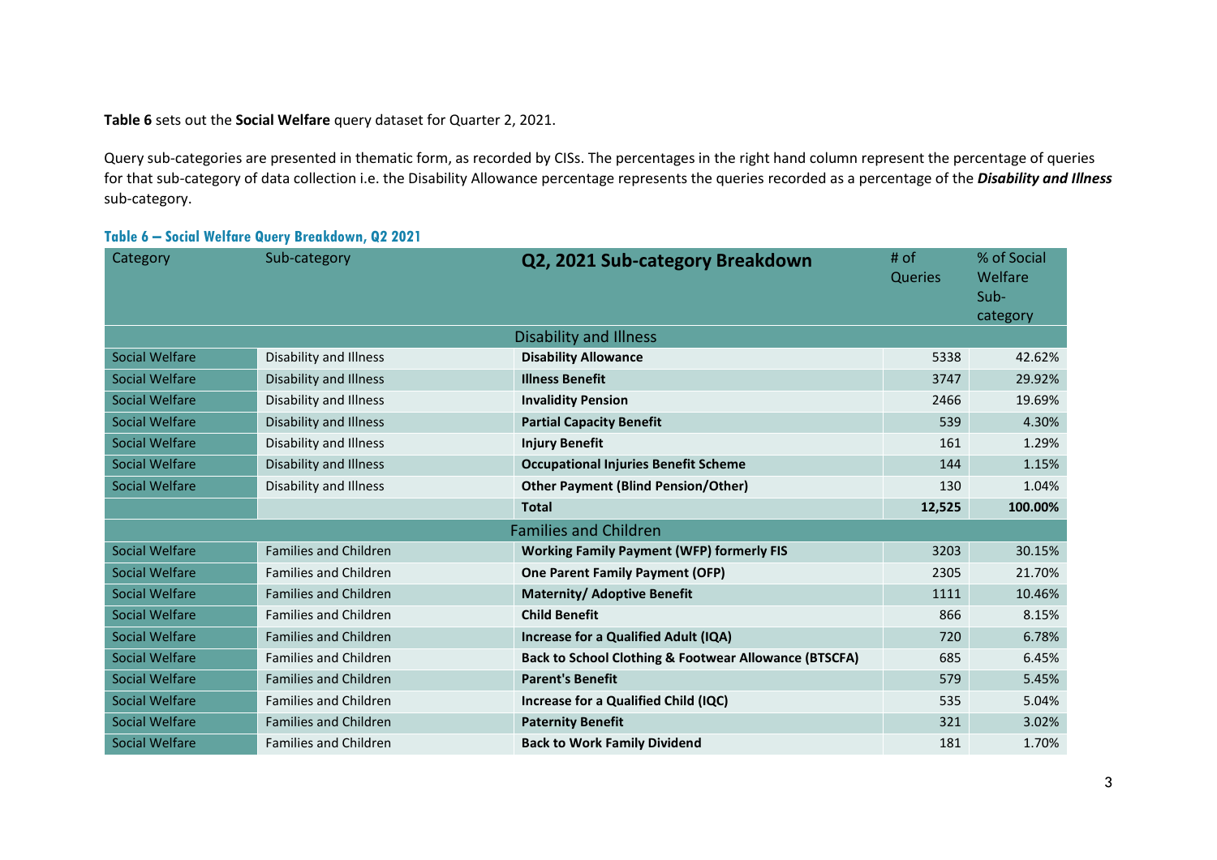**Table 6** sets out the **Social Welfare** query dataset for Quarter 2, 2021.

Query sub-categories are presented in thematic form, as recorded by CISs. The percentages in the right hand column represent the percentage of queries for that sub-category of data collection i.e. the Disability Allowance percentage represents the queries recorded as a percentage of the ***Disability and Illness*** sub-category.

### Table 6 – Social Welfare Query Breakdown, Q2 2021

| Category | Sub-category | Q2, 2021 Sub-category Breakdown | # of Queries | % of Social Welfare Sub-category |
|---|---|---|---|---|
| | | Disability and Illness | | |
| Social Welfare | Disability and Illness | **Disability Allowance** | 5338 | 42.62% |
| Social Welfare | Disability and Illness | **Illness Benefit** | 3747 | 29.92% |
| Social Welfare | Disability and Illness | **Invalidity Pension** | 2466 | 19.69% |
| Social Welfare | Disability and Illness | **Partial Capacity Benefit** | 539 | 4.30% |
| Social Welfare | Disability and Illness | **Injury Benefit** | 161 | 1.29% |
| Social Welfare | Disability and Illness | **Occupational Injuries Benefit Scheme** | 144 | 1.15% |
| Social Welfare | Disability and Illness | **Other Payment (Blind Pension/Other)** | 130 | 1.04% |
| | | **Total** | **12,525** | **100.00%** |
| | | Families and Children | | |
| Social Welfare | Families and Children | **Working Family Payment (WFP) formerly FIS** | 3203 | 30.15% |
| Social Welfare | Families and Children | **One Parent Family Payment (OFP)** | 2305 | 21.70% |
| Social Welfare | Families and Children | **Maternity/ Adoptive Benefit** | 1111 | 10.46% |
| Social Welfare | Families and Children | **Child Benefit** | 866 | 8.15% |
| Social Welfare | Families and Children | **Increase for a Qualified Adult (IQA)** | 720 | 6.78% |
| Social Welfare | Families and Children | **Back to School Clothing & Footwear Allowance (BTSCFA)** | 685 | 6.45% |
| Social Welfare | Families and Children | **Parent's Benefit** | 579 | 5.45% |
| Social Welfare | Families and Children | **Increase for a Qualified Child (IQC)** | 535 | 5.04% |
| Social Welfare | Families and Children | **Paternity Benefit** | 321 | 3.02% |
| Social Welfare | Families and Children | **Back to Work Family Dividend** | 181 | 1.70% |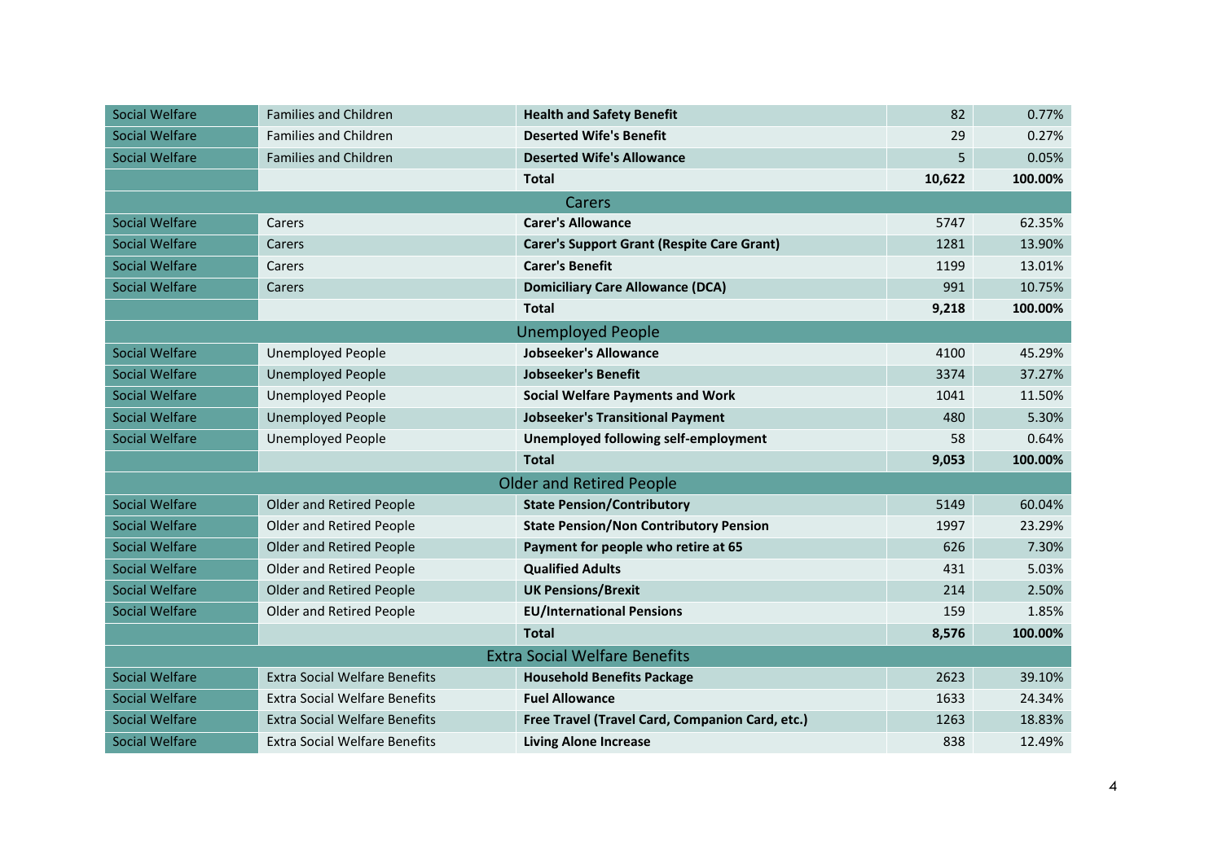| Social Welfare | Families and Children | **Health and Safety Benefit** | 82 | 0.77% |
|---|---|---|---|---|
| Social Welfare | Families and Children | **Deserted Wife's Benefit** | 29 | 0.27% |
| Social Welfare | Families and Children | **Deserted Wife's Allowance** | 5 | 0.05% |
| | | **Total** | **10,622** | **100.00%** |
| | | Carers | | |
| Social Welfare | Carers | **Carer's Allowance** | 5747 | 62.35% |
| Social Welfare | Carers | **Carer's Support Grant (Respite Care Grant)** | 1281 | 13.90% |
| Social Welfare | Carers | **Carer's Benefit** | 1199 | 13.01% |
| Social Welfare | Carers | **Domiciliary Care Allowance (DCA)** | 991 | 10.75% |
| | | **Total** | **9,218** | **100.00%** |
| | | Unemployed People | | |
| Social Welfare | Unemployed People | **Jobseeker's Allowance** | 4100 | 45.29% |
| Social Welfare | Unemployed People | **Jobseeker's Benefit** | 3374 | 37.27% |
| Social Welfare | Unemployed People | **Social Welfare Payments and Work** | 1041 | 11.50% |
| Social Welfare | Unemployed People | **Jobseeker's Transitional Payment** | 480 | 5.30% |
| Social Welfare | Unemployed People | **Unemployed following self-employment** | 58 | 0.64% |
| | | **Total** | **9,053** | **100.00%** |
| | | Older and Retired People | | |
| Social Welfare | Older and Retired People | **State Pension/Contributory** | 5149 | 60.04% |
| Social Welfare | Older and Retired People | **State Pension/Non Contributory Pension** | 1997 | 23.29% |
| Social Welfare | Older and Retired People | **Payment for people who retire at 65** | 626 | 7.30% |
| Social Welfare | Older and Retired People | **Qualified Adults** | 431 | 5.03% |
| Social Welfare | Older and Retired People | **UK Pensions/Brexit** | 214 | 2.50% |
| Social Welfare | Older and Retired People | **EU/International Pensions** | 159 | 1.85% |
| | | **Total** | **8,576** | **100.00%** |
| | | Extra Social Welfare Benefits | | |
| Social Welfare | Extra Social Welfare Benefits | **Household Benefits Package** | 2623 | 39.10% |
| Social Welfare | Extra Social Welfare Benefits | **Fuel Allowance** | 1633 | 24.34% |
| Social Welfare | Extra Social Welfare Benefits | **Free Travel (Travel Card, Companion Card, etc.)** | 1263 | 18.83% |
| Social Welfare | Extra Social Welfare Benefits | **Living Alone Increase** | 838 | 12.49% |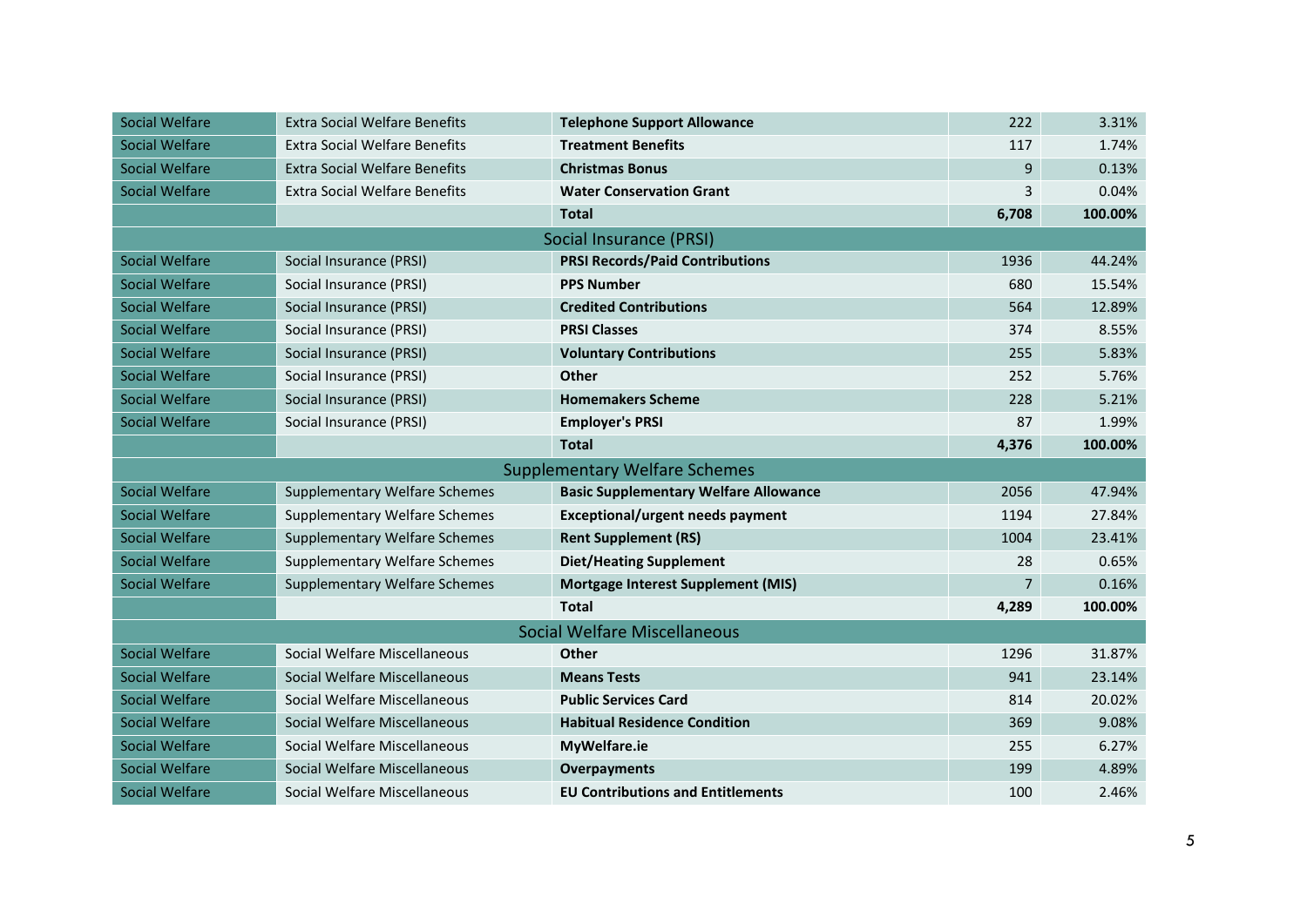| | | | | |
|---|---|---|---|---|
| Social Welfare | Extra Social Welfare Benefits | **Telephone Support Allowance** | 222 | 3.31% |
| Social Welfare | Extra Social Welfare Benefits | **Treatment Benefits** | 117 | 1.74% |
| Social Welfare | Extra Social Welfare Benefits | **Christmas Bonus** | 9 | 0.13% |
| Social Welfare | Extra Social Welfare Benefits | **Water Conservation Grant** | 3 | 0.04% |
| | | **Total** | **6,708** | **100.00%** |
| Social Insurance (PRSI) | | | | |
| Social Welfare | Social Insurance (PRSI) | **PRSI Records/Paid Contributions** | 1936 | 44.24% |
| Social Welfare | Social Insurance (PRSI) | **PPS Number** | 680 | 15.54% |
| Social Welfare | Social Insurance (PRSI) | **Credited Contributions** | 564 | 12.89% |
| Social Welfare | Social Insurance (PRSI) | **PRSI Classes** | 374 | 8.55% |
| Social Welfare | Social Insurance (PRSI) | **Voluntary Contributions** | 255 | 5.83% |
| Social Welfare | Social Insurance (PRSI) | **Other** | 252 | 5.76% |
| Social Welfare | Social Insurance (PRSI) | **Homemakers Scheme** | 228 | 5.21% |
| Social Welfare | Social Insurance (PRSI) | **Employer's PRSI** | 87 | 1.99% |
| | | **Total** | **4,376** | **100.00%** |
| Supplementary Welfare Schemes | | | | |
| Social Welfare | Supplementary Welfare Schemes | **Basic Supplementary Welfare Allowance** | 2056 | 47.94% |
| Social Welfare | Supplementary Welfare Schemes | **Exceptional/urgent needs payment** | 1194 | 27.84% |
| Social Welfare | Supplementary Welfare Schemes | **Rent Supplement (RS)** | 1004 | 23.41% |
| Social Welfare | Supplementary Welfare Schemes | **Diet/Heating Supplement** | 28 | 0.65% |
| Social Welfare | Supplementary Welfare Schemes | **Mortgage Interest Supplement (MIS)** | 7 | 0.16% |
| | | **Total** | **4,289** | **100.00%** |
| Social Welfare Miscellaneous | | | | |
| Social Welfare | Social Welfare Miscellaneous | **Other** | 1296 | 31.87% |
| Social Welfare | Social Welfare Miscellaneous | **Means Tests** | 941 | 23.14% |
| Social Welfare | Social Welfare Miscellaneous | **Public Services Card** | 814 | 20.02% |
| Social Welfare | Social Welfare Miscellaneous | **Habitual Residence Condition** | 369 | 9.08% |
| Social Welfare | Social Welfare Miscellaneous | **MyWelfare.ie** | 255 | 6.27% |
| Social Welfare | Social Welfare Miscellaneous | **Overpayments** | 199 | 4.89% |
| Social Welfare | Social Welfare Miscellaneous | **EU Contributions and Entitlements** | 100 | 2.46% |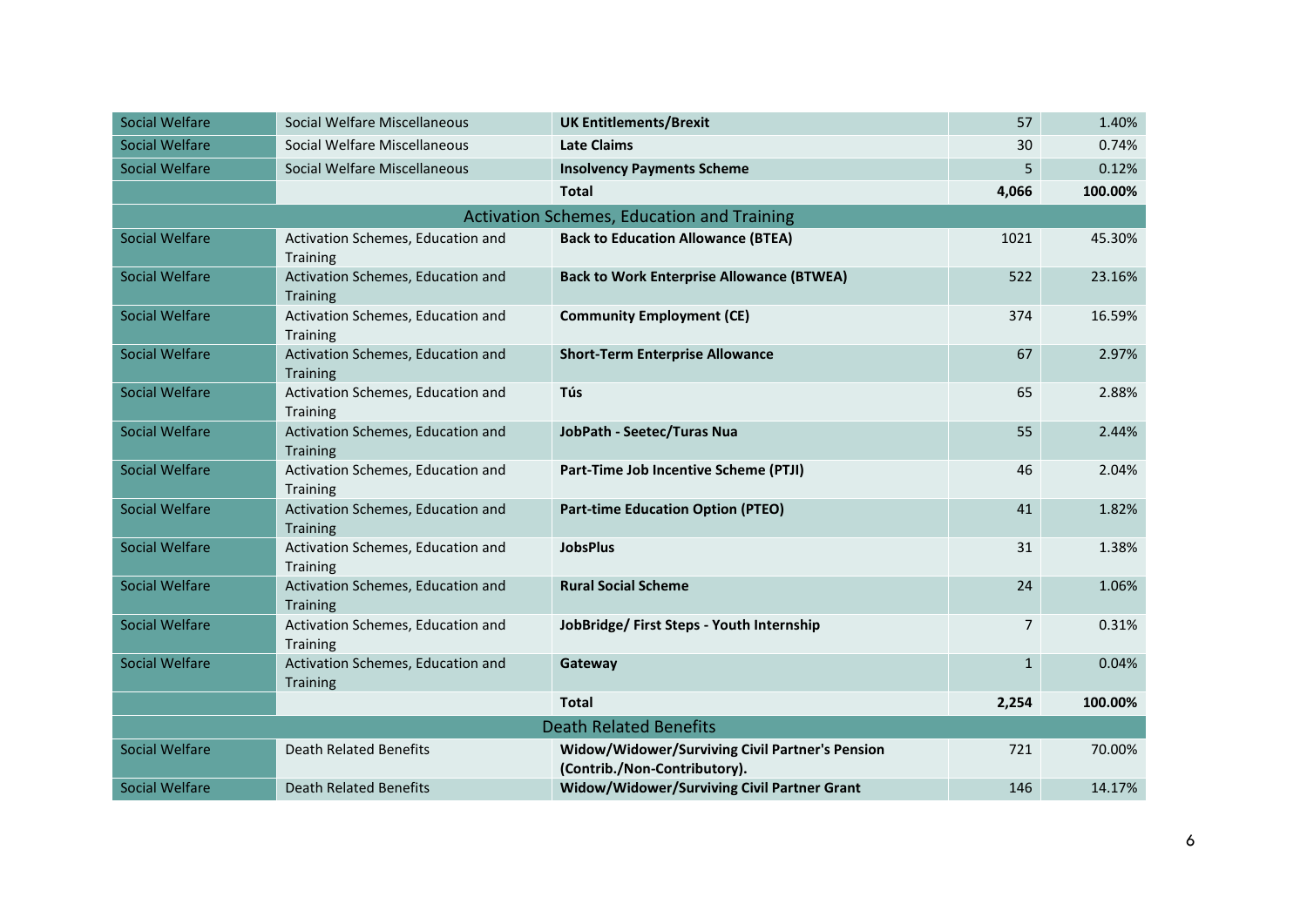| | | | | |
|---|---|---|---|---|
| Social Welfare | Social Welfare Miscellaneous | **UK Entitlements/Brexit** | 57 | 1.40% |
| Social Welfare | Social Welfare Miscellaneous | **Late Claims** | 30 | 0.74% |
| Social Welfare | Social Welfare Miscellaneous | **Insolvency Payments Scheme** | 5 | 0.12% |
| | | **Total** | **4,066** | **100.00%** |
| Activation Schemes, Education and Training | | | | |
| Social Welfare | Activation Schemes, Education and Training | **Back to Education Allowance (BTEA)** | 1021 | 45.30% |
| Social Welfare | Activation Schemes, Education and Training | **Back to Work Enterprise Allowance (BTWEA)** | 522 | 23.16% |
| Social Welfare | Activation Schemes, Education and Training | **Community Employment (CE)** | 374 | 16.59% |
| Social Welfare | Activation Schemes, Education and Training | **Short-Term Enterprise Allowance** | 67 | 2.97% |
| Social Welfare | Activation Schemes, Education and Training | **Tús** | 65 | 2.88% |
| Social Welfare | Activation Schemes, Education and Training | **JobPath - Seetec/Turas Nua** | 55 | 2.44% |
| Social Welfare | Activation Schemes, Education and Training | **Part-Time Job Incentive Scheme (PTJI)** | 46 | 2.04% |
| Social Welfare | Activation Schemes, Education and Training | **Part-time Education Option (PTEO)** | 41 | 1.82% |
| Social Welfare | Activation Schemes, Education and Training | **JobsPlus** | 31 | 1.38% |
| Social Welfare | Activation Schemes, Education and Training | **Rural Social Scheme** | 24 | 1.06% |
| Social Welfare | Activation Schemes, Education and Training | **JobBridge/ First Steps - Youth Internship** | 7 | 0.31% |
| Social Welfare | Activation Schemes, Education and Training | **Gateway** | 1 | 0.04% |
| | | **Total** | **2,254** | **100.00%** |
| Death Related Benefits | | | | |
| Social Welfare | Death Related Benefits | **Widow/Widower/Surviving Civil Partner's Pension (Contrib./Non-Contributory).** | 721 | 70.00% |
| Social Welfare | Death Related Benefits | **Widow/Widower/Surviving Civil Partner Grant** | 146 | 14.17% |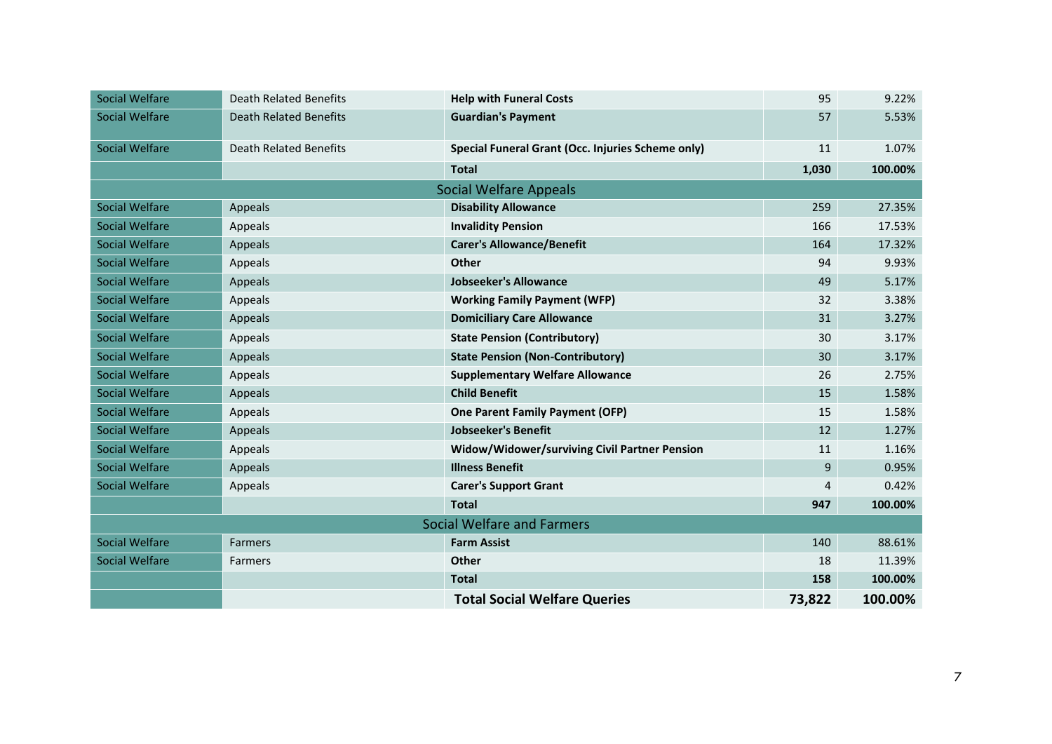| | | | | |
|---|---|---|---|---|
| Social Welfare | Death Related Benefits | **Help with Funeral Costs** | 95 | 9.22% |
| Social Welfare | Death Related Benefits | **Guardian's Payment** | 57 | 5.53% |
| Social Welfare | Death Related Benefits | **Special Funeral Grant (Occ. Injuries Scheme only)** | 11 | 1.07% |
| | | **Total** | **1,030** | **100.00%** |
| Social Welfare Appeals | | | | |
| Social Welfare | Appeals | **Disability Allowance** | 259 | 27.35% |
| Social Welfare | Appeals | **Invalidity Pension** | 166 | 17.53% |
| Social Welfare | Appeals | **Carer's Allowance/Benefit** | 164 | 17.32% |
| Social Welfare | Appeals | **Other** | 94 | 9.93% |
| Social Welfare | Appeals | **Jobseeker's Allowance** | 49 | 5.17% |
| Social Welfare | Appeals | **Working Family Payment (WFP)** | 32 | 3.38% |
| Social Welfare | Appeals | **Domiciliary Care Allowance** | 31 | 3.27% |
| Social Welfare | Appeals | **State Pension (Contributory)** | 30 | 3.17% |
| Social Welfare | Appeals | **State Pension (Non-Contributory)** | 30 | 3.17% |
| Social Welfare | Appeals | **Supplementary Welfare Allowance** | 26 | 2.75% |
| Social Welfare | Appeals | **Child Benefit** | 15 | 1.58% |
| Social Welfare | Appeals | **One Parent Family Payment (OFP)** | 15 | 1.58% |
| Social Welfare | Appeals | **Jobseeker's Benefit** | 12 | 1.27% |
| Social Welfare | Appeals | **Widow/Widower/surviving Civil Partner Pension** | 11 | 1.16% |
| Social Welfare | Appeals | **Illness Benefit** | 9 | 0.95% |
| Social Welfare | Appeals | **Carer's Support Grant** | 4 | 0.42% |
| | | **Total** | **947** | **100.00%** |
| Social Welfare and Farmers | | | | |
| Social Welfare | Farmers | **Farm Assist** | 140 | 88.61% |
| Social Welfare | Farmers | **Other** | 18 | 11.39% |
| | | **Total** | **158** | **100.00%** |
| | | **Total Social Welfare Queries** | **73,822** | **100.00%** |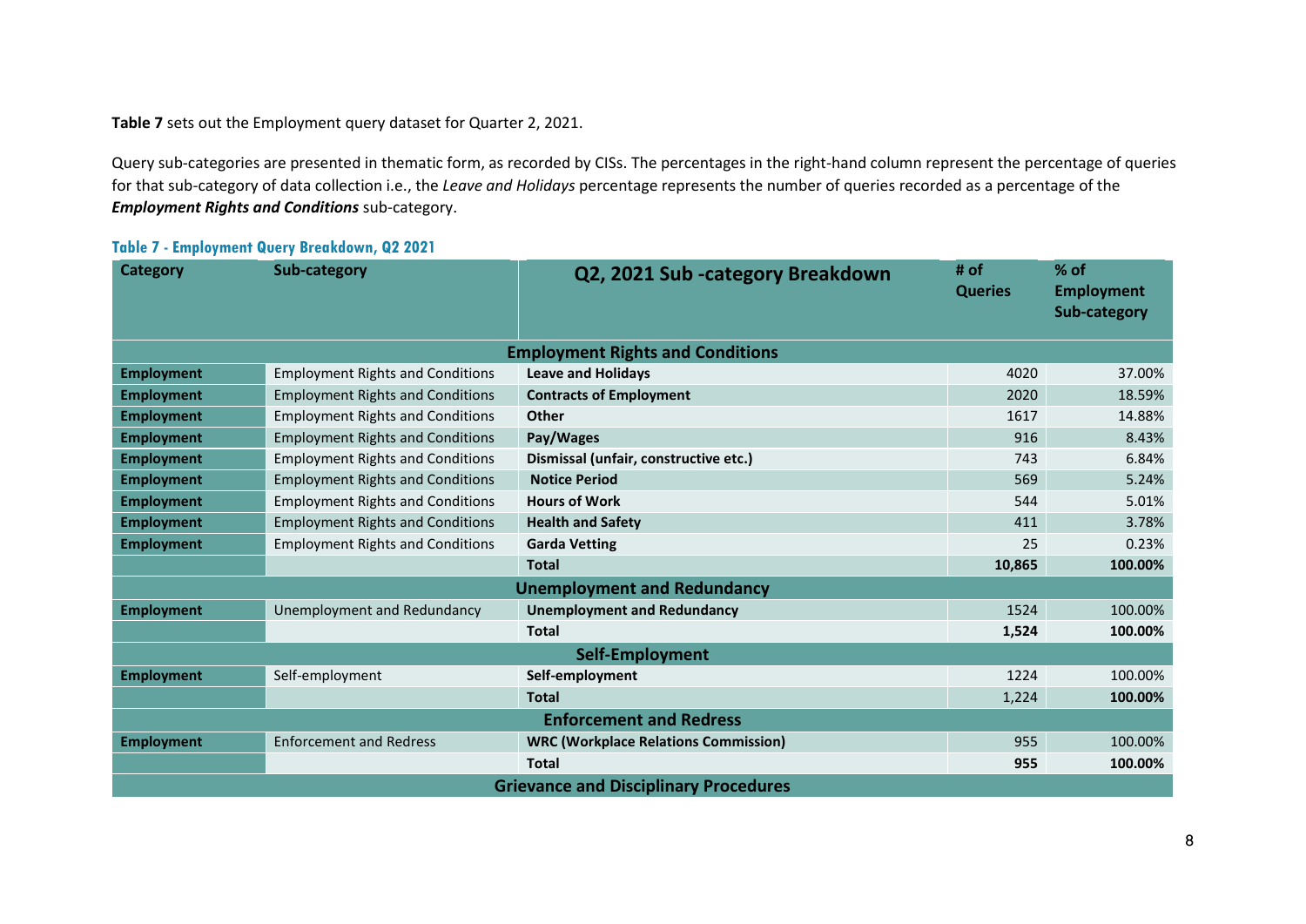**Table 7** sets out the Employment query dataset for Quarter 2, 2021.

Query sub-categories are presented in thematic form, as recorded by CISs. The percentages in the right-hand column represent the percentage of queries for that sub-category of data collection i.e., the *Leave and Holidays* percentage represents the number of queries recorded as a percentage of the ***Employment Rights and Conditions*** sub-category.

**Table 7 - Employment Query Breakdown, Q2 2021**

| Category | Sub-category | Q2, 2021 Sub -category Breakdown | # of Queries | % of Employment Sub-category |
|---|---|---|---|---|
| | | **Employment Rights and Conditions** | | |
| **Employment** | Employment Rights and Conditions | **Leave and Holidays** | 4020 | 37.00% |
| **Employment** | Employment Rights and Conditions | **Contracts of Employment** | 2020 | 18.59% |
| **Employment** | Employment Rights and Conditions | **Other** | 1617 | 14.88% |
| **Employment** | Employment Rights and Conditions | **Pay/Wages** | 916 | 8.43% |
| **Employment** | Employment Rights and Conditions | **Dismissal (unfair, constructive etc.)** | 743 | 6.84% |
| **Employment** | Employment Rights and Conditions | **Notice Period** | 569 | 5.24% |
| **Employment** | Employment Rights and Conditions | **Hours of Work** | 544 | 5.01% |
| **Employment** | Employment Rights and Conditions | **Health and Safety** | 411 | 3.78% |
| **Employment** | Employment Rights and Conditions | **Garda Vetting** | 25 | 0.23% |
| | | **Total** | **10,865** | **100.00%** |
| | | **Unemployment and Redundancy** | | |
| **Employment** | Unemployment and Redundancy | **Unemployment and Redundancy** | 1524 | 100.00% |
| | | **Total** | **1,524** | **100.00%** |
| | | **Self-Employment** | | |
| **Employment** | Self-employment | **Self-employment** | 1224 | 100.00% |
| | | **Total** | 1,224 | **100.00%** |
| | | **Enforcement and Redress** | | |
| **Employment** | Enforcement and Redress | **WRC (Workplace Relations Commission)** | 955 | 100.00% |
| | | **Total** | **955** | **100.00%** |
| | | **Grievance and Disciplinary Procedures** | | |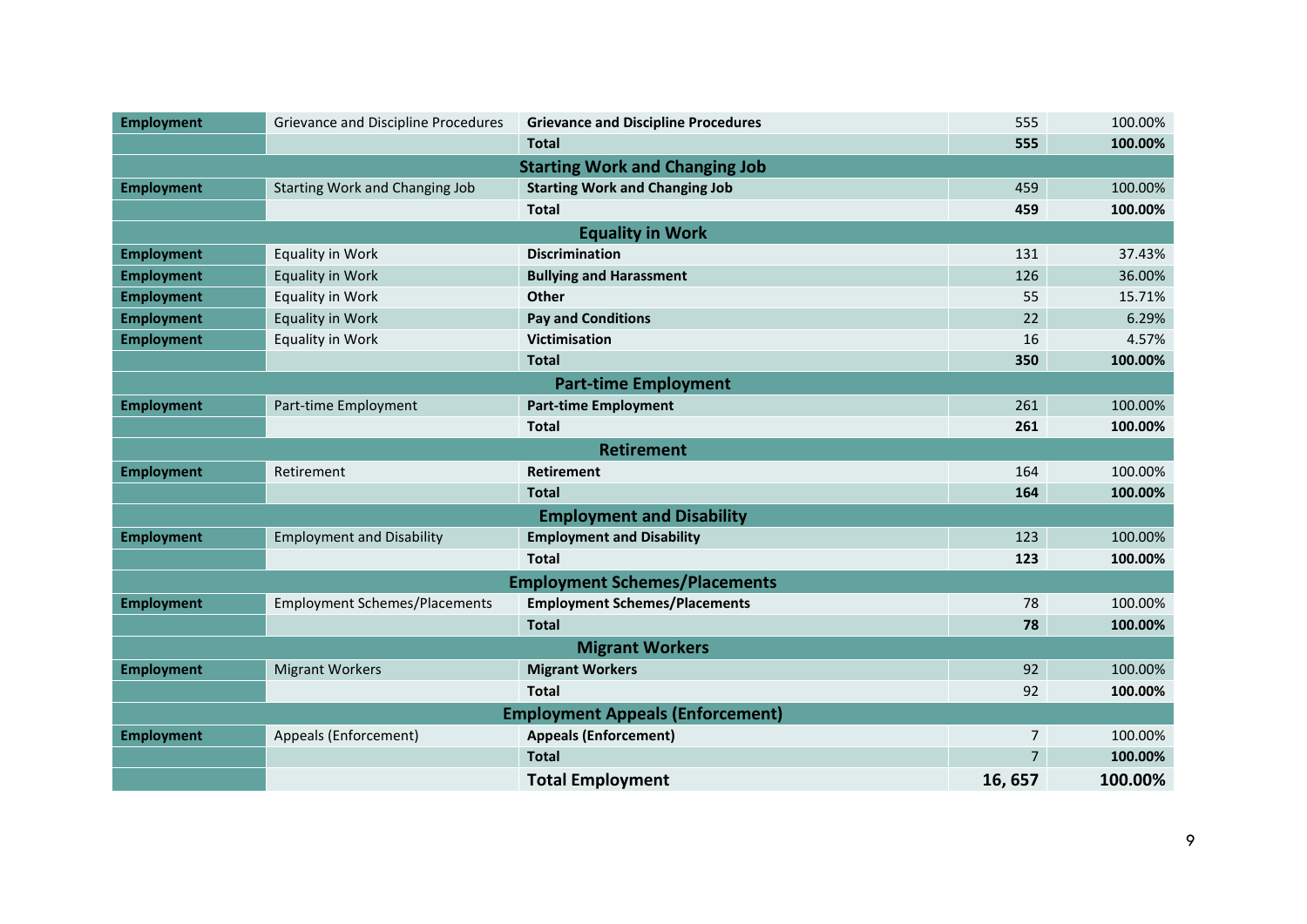| | | | | |
|---|---|---|---|---|
| **Employment** | Grievance and Discipline Procedures | **Grievance and Discipline Procedures** | 555 | 100.00% |
| | | **Total** | **555** | **100.00%** |
| **Starting Work and Changing Job** | | | | |
| **Employment** | Starting Work and Changing Job | **Starting Work and Changing Job** | 459 | 100.00% |
| | | **Total** | **459** | **100.00%** |
| **Equality in Work** | | | | |
| **Employment** | Equality in Work | **Discrimination** | 131 | 37.43% |
| **Employment** | Equality in Work | **Bullying and Harassment** | 126 | 36.00% |
| **Employment** | Equality in Work | **Other** | 55 | 15.71% |
| **Employment** | Equality in Work | **Pay and Conditions** | 22 | 6.29% |
| **Employment** | Equality in Work | **Victimisation** | 16 | 4.57% |
| | | **Total** | **350** | **100.00%** |
| **Part-time Employment** | | | | |
| **Employment** | Part-time Employment | **Part-time Employment** | 261 | 100.00% |
| | | **Total** | **261** | **100.00%** |
| **Retirement** | | | | |
| **Employment** | Retirement | **Retirement** | 164 | 100.00% |
| | | **Total** | **164** | **100.00%** |
| **Employment and Disability** | | | | |
| **Employment** | Employment and Disability | **Employment and Disability** | 123 | 100.00% |
| | | **Total** | **123** | **100.00%** |
| **Employment Schemes/Placements** | | | | |
| **Employment** | Employment Schemes/Placements | **Employment Schemes/Placements** | 78 | 100.00% |
| | | **Total** | **78** | **100.00%** |
| **Migrant Workers** | | | | |
| **Employment** | Migrant Workers | **Migrant Workers** | 92 | 100.00% |
| | | **Total** | 92 | **100.00%** |
| **Employment Appeals (Enforcement)** | | | | |
| **Employment** | Appeals (Enforcement) | **Appeals (Enforcement)** | 7 | 100.00% |
| | | **Total** | 7 | **100.00%** |
| | | **Total Employment** | **16, 657** | **100.00%** |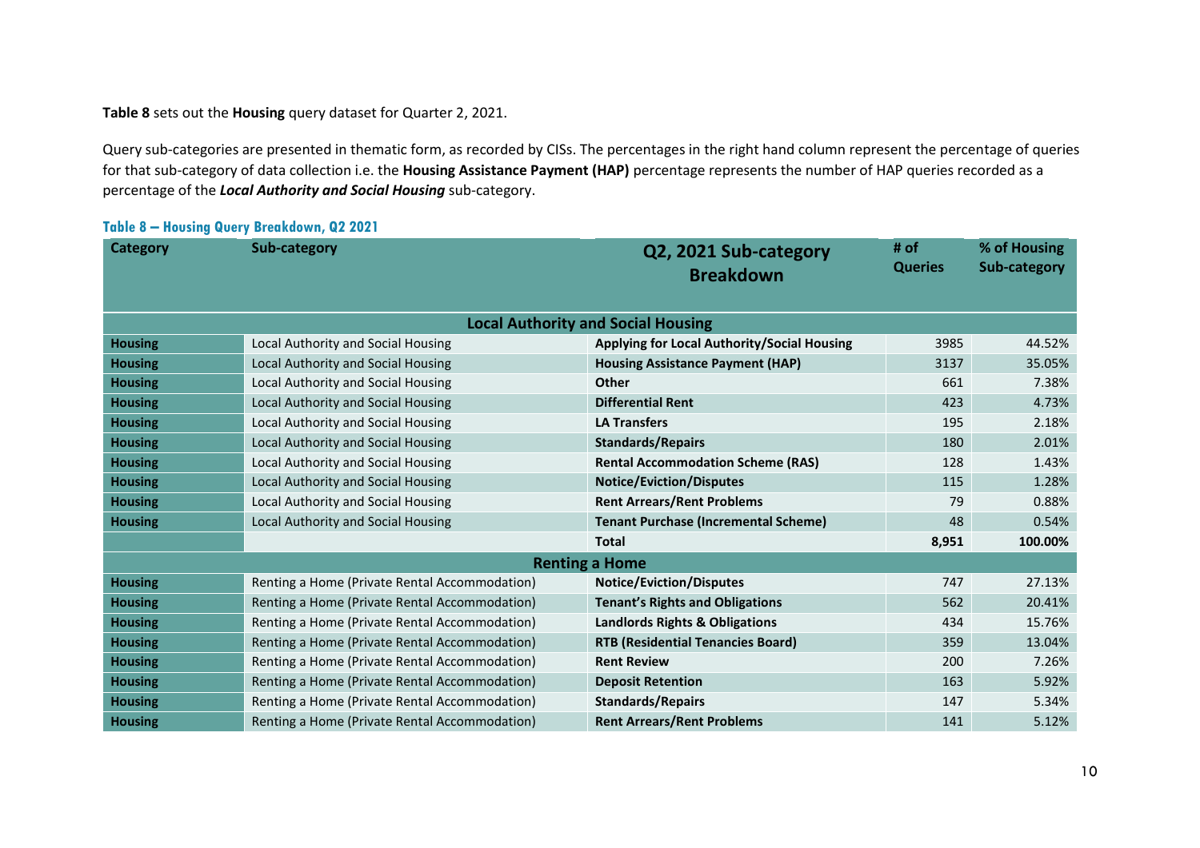**Table 8** sets out the **Housing** query dataset for Quarter 2, 2021.

Query sub-categories are presented in thematic form, as recorded by CISs. The percentages in the right hand column represent the percentage of queries for that sub-category of data collection i.e. the **Housing Assistance Payment (HAP)** percentage represents the number of HAP queries recorded as a percentage of the ***Local Authority and Social Housing*** sub-category.

**Table 8 – Housing Query Breakdown, Q2 2021**

| Category | Sub-category | Q2, 2021 Sub-category Breakdown | # of Queries | % of Housing Sub-category |
|---|---|---|---|---|
| | | **Local Authority and Social Housing** | | |
| **Housing** | Local Authority and Social Housing | **Applying for Local Authority/Social Housing** | 3985 | 44.52% |
| **Housing** | Local Authority and Social Housing | **Housing Assistance Payment (HAP)** | 3137 | 35.05% |
| **Housing** | Local Authority and Social Housing | **Other** | 661 | 7.38% |
| **Housing** | Local Authority and Social Housing | **Differential Rent** | 423 | 4.73% |
| **Housing** | Local Authority and Social Housing | **LA Transfers** | 195 | 2.18% |
| **Housing** | Local Authority and Social Housing | **Standards/Repairs** | 180 | 2.01% |
| **Housing** | Local Authority and Social Housing | **Rental Accommodation Scheme (RAS)** | 128 | 1.43% |
| **Housing** | Local Authority and Social Housing | **Notice/Eviction/Disputes** | 115 | 1.28% |
| **Housing** | Local Authority and Social Housing | **Rent Arrears/Rent Problems** | 79 | 0.88% |
| **Housing** | Local Authority and Social Housing | **Tenant Purchase (Incremental Scheme)** | 48 | 0.54% |
| | | **Total** | **8,951** | **100.00%** |
| | | **Renting a Home** | | |
| **Housing** | Renting a Home (Private Rental Accommodation) | **Notice/Eviction/Disputes** | 747 | 27.13% |
| **Housing** | Renting a Home (Private Rental Accommodation) | **Tenant's Rights and Obligations** | 562 | 20.41% |
| **Housing** | Renting a Home (Private Rental Accommodation) | **Landlords Rights & Obligations** | 434 | 15.76% |
| **Housing** | Renting a Home (Private Rental Accommodation) | **RTB (Residential Tenancies Board)** | 359 | 13.04% |
| **Housing** | Renting a Home (Private Rental Accommodation) | **Rent Review** | 200 | 7.26% |
| **Housing** | Renting a Home (Private Rental Accommodation) | **Deposit Retention** | 163 | 5.92% |
| **Housing** | Renting a Home (Private Rental Accommodation) | **Standards/Repairs** | 147 | 5.34% |
| **Housing** | Renting a Home (Private Rental Accommodation) | **Rent Arrears/Rent Problems** | 141 | 5.12% |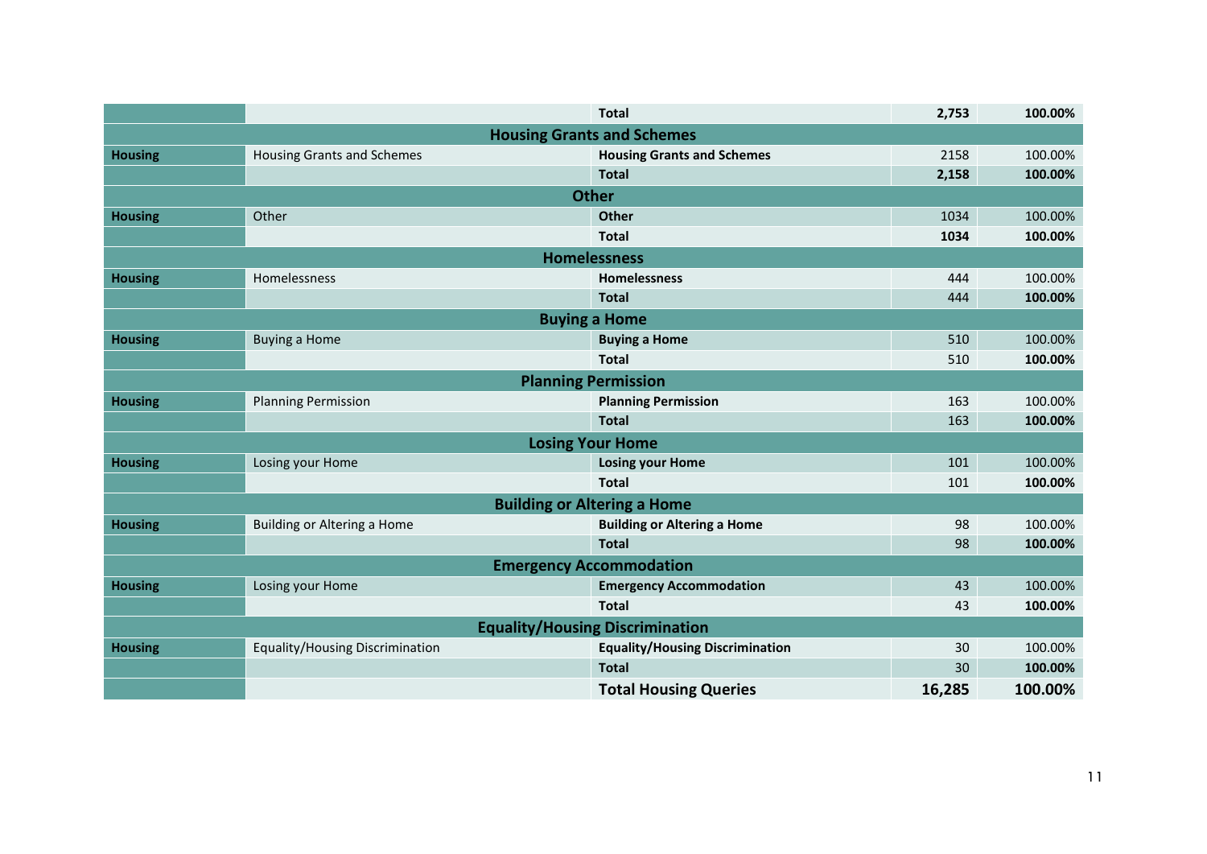| | | | | |
|---|---|---|---|---|
| | | **Total** | **2,753** | **100.00%** |
| **Housing Grants and Schemes** | | | | |
| **Housing** | Housing Grants and Schemes | **Housing Grants and Schemes** | 2158 | 100.00% |
| | | **Total** | **2,158** | **100.00%** |
| **Other** | | | | |
| **Housing** | Other | **Other** | 1034 | 100.00% |
| | | **Total** | **1034** | **100.00%** |
| **Homelessness** | | | | |
| **Housing** | Homelessness | **Homelessness** | 444 | 100.00% |
| | | **Total** | 444 | **100.00%** |
| **Buying a Home** | | | | |
| **Housing** | Buying a Home | **Buying a Home** | 510 | 100.00% |
| | | **Total** | 510 | **100.00%** |
| **Planning Permission** | | | | |
| **Housing** | Planning Permission | **Planning Permission** | 163 | 100.00% |
| | | **Total** | 163 | **100.00%** |
| **Losing Your Home** | | | | |
| **Housing** | Losing your Home | **Losing your Home** | 101 | 100.00% |
| | | **Total** | 101 | **100.00%** |
| **Building or Altering a Home** | | | | |
| **Housing** | Building or Altering a Home | **Building or Altering a Home** | 98 | 100.00% |
| | | **Total** | 98 | **100.00%** |
| **Emergency Accommodation** | | | | |
| **Housing** | Losing your Home | **Emergency Accommodation** | 43 | 100.00% |
| | | **Total** | 43 | **100.00%** |
| **Equality/Housing Discrimination** | | | | |
| **Housing** | Equality/Housing Discrimination | **Equality/Housing Discrimination** | 30 | 100.00% |
| | | **Total** | 30 | **100.00%** |
| | | **Total Housing Queries** | **16,285** | **100.00%** |